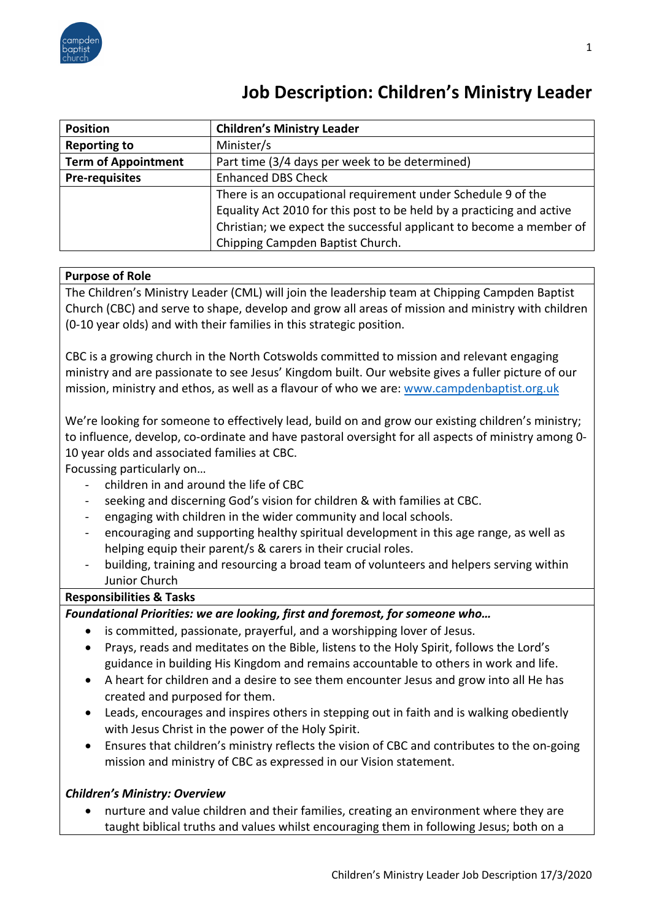# Job Description: Children's Ministry Leader

| Position | Children's Ministry Leader |
|---|---|
| Reporting to | Minister/s |
| Term of Appointment | Part time (3/4 days per week to be determined) |
| Pre-requisites | Enhanced DBS Check |
| | There is an occupational requirement under Schedule 9 of the Equality Act 2010 for this post to be held by a practicing and active Christian; we expect the successful applicant to become a member of Chipping Campden Baptist Church. |

## Purpose of Role

The Children's Ministry Leader (CML) will join the leadership team at Chipping Campden Baptist Church (CBC) and serve to shape, develop and grow all areas of mission and ministry with children (0-10 year olds) and with their families in this strategic position.

CBC is a growing church in the North Cotswolds committed to mission and relevant engaging ministry and are passionate to see Jesus' Kingdom built. Our website gives a fuller picture of our mission, ministry and ethos, as well as a flavour of who we are: www.campdenbaptist.org.uk

We're looking for someone to effectively lead, build on and grow our existing children's ministry; to influence, develop, co-ordinate and have pastoral oversight for all aspects of ministry among 0-10 year olds and associated families at CBC.

Focussing particularly on…

- children in and around the life of CBC
- seeking and discerning God's vision for children & with families at CBC.
- engaging with children in the wider community and local schools.
- encouraging and supporting healthy spiritual development in this age range, as well as helping equip their parent/s & carers in their crucial roles.
- building, training and resourcing a broad team of volunteers and helpers serving within Junior Church

## Responsibilities & Tasks

***Foundational Priorities: we are looking, first and foremost, for someone who…***

- is committed, passionate, prayerful, and a worshipping lover of Jesus.
- Prays, reads and meditates on the Bible, listens to the Holy Spirit, follows the Lord's guidance in building His Kingdom and remains accountable to others in work and life.
- A heart for children and a desire to see them encounter Jesus and grow into all He has created and purposed for them.
- Leads, encourages and inspires others in stepping out in faith and is walking obediently with Jesus Christ in the power of the Holy Spirit.
- Ensures that children's ministry reflects the vision of CBC and contributes to the on-going mission and ministry of CBC as expressed in our Vision statement.

***Children's Ministry: Overview***

- nurture and value children and their families, creating an environment where they are taught biblical truths and values whilst encouraging them in following Jesus; both on a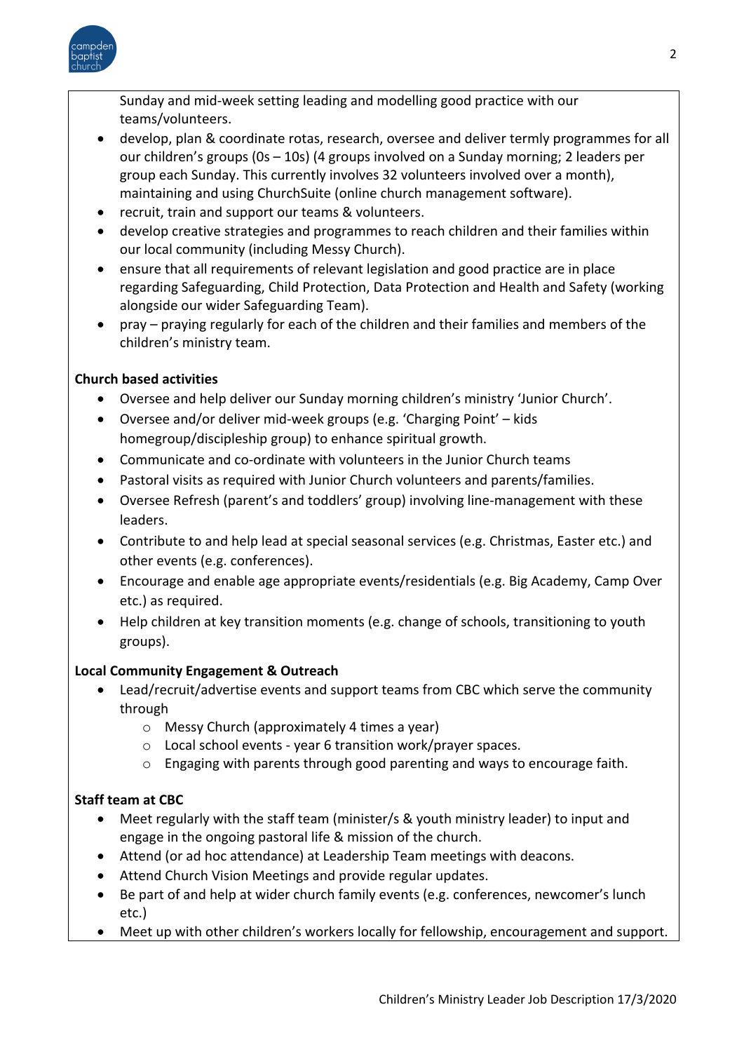Sunday and mid-week setting leading and modelling good practice with our teams/volunteers.

- develop, plan & coordinate rotas, research, oversee and deliver termly programmes for all our children's groups (0s – 10s) (4 groups involved on a Sunday morning; 2 leaders per group each Sunday. This currently involves 32 volunteers involved over a month), maintaining and using ChurchSuite (online church management software).
- recruit, train and support our teams & volunteers.
- develop creative strategies and programmes to reach children and their families within our local community (including Messy Church).
- ensure that all requirements of relevant legislation and good practice are in place regarding Safeguarding, Child Protection, Data Protection and Health and Safety (working alongside our wider Safeguarding Team).
- pray – praying regularly for each of the children and their families and members of the children's ministry team.

**Church based activities**

- Oversee and help deliver our Sunday morning children's ministry 'Junior Church'.
- Oversee and/or deliver mid-week groups (e.g. 'Charging Point' – kids homegroup/discipleship group) to enhance spiritual growth.
- Communicate and co-ordinate with volunteers in the Junior Church teams
- Pastoral visits as required with Junior Church volunteers and parents/families.
- Oversee Refresh (parent's and toddlers' group) involving line-management with these leaders.
- Contribute to and help lead at special seasonal services (e.g. Christmas, Easter etc.) and other events (e.g. conferences).
- Encourage and enable age appropriate events/residentials (e.g. Big Academy, Camp Over etc.) as required.
- Help children at key transition moments (e.g. change of schools, transitioning to youth groups).

**Local Community Engagement & Outreach**

- Lead/recruit/advertise events and support teams from CBC which serve the community through
  - Messy Church (approximately 4 times a year)
  - Local school events - year 6 transition work/prayer spaces.
  - Engaging with parents through good parenting and ways to encourage faith.

**Staff team at CBC**

- Meet regularly with the staff team (minister/s & youth ministry leader) to input and engage in the ongoing pastoral life & mission of the church.
- Attend (or ad hoc attendance) at Leadership Team meetings with deacons.
- Attend Church Vision Meetings and provide regular updates.
- Be part of and help at wider church family events (e.g. conferences, newcomer's lunch etc.)
- Meet up with other children's workers locally for fellowship, encouragement and support.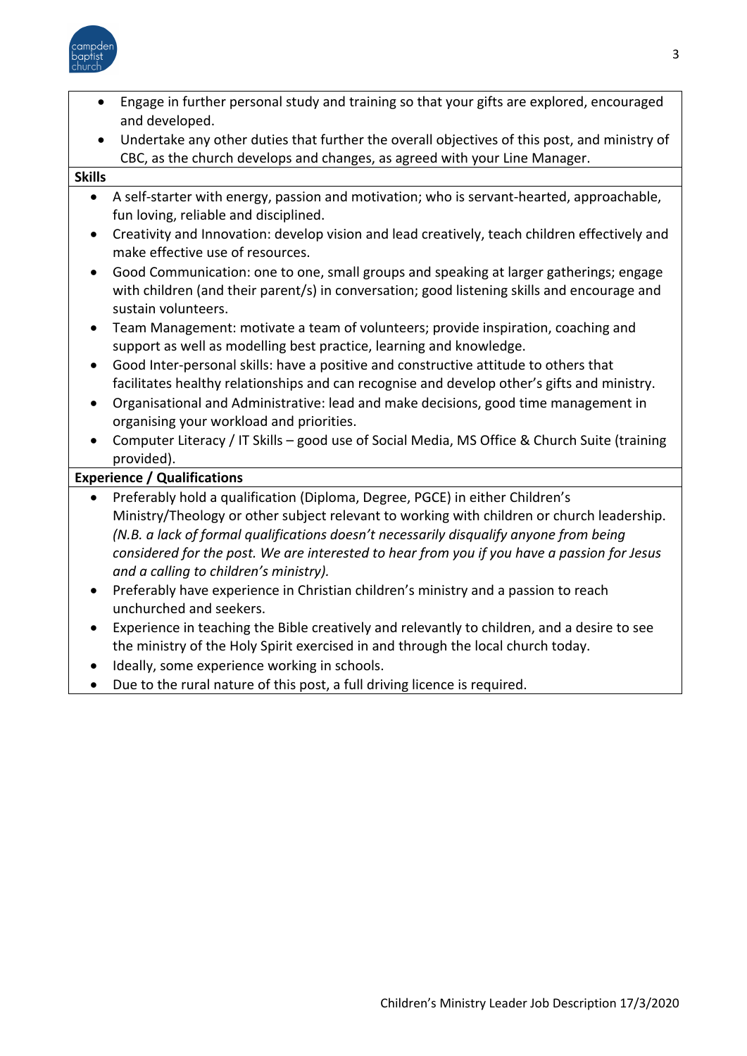- Engage in further personal study and training so that your gifts are explored, encouraged and developed.
- Undertake any other duties that further the overall objectives of this post, and ministry of CBC, as the church develops and changes, as agreed with your Line Manager.

**Skills**

- A self-starter with energy, passion and motivation; who is servant-hearted, approachable, fun loving, reliable and disciplined.
- Creativity and Innovation: develop vision and lead creatively, teach children effectively and make effective use of resources.
- Good Communication: one to one, small groups and speaking at larger gatherings; engage with children (and their parent/s) in conversation; good listening skills and encourage and sustain volunteers.
- Team Management: motivate a team of volunteers; provide inspiration, coaching and support as well as modelling best practice, learning and knowledge.
- Good Inter-personal skills: have a positive and constructive attitude to others that facilitates healthy relationships and can recognise and develop other's gifts and ministry.
- Organisational and Administrative: lead and make decisions, good time management in organising your workload and priorities.
- Computer Literacy / IT Skills – good use of Social Media, MS Office & Church Suite (training provided).

**Experience / Qualifications**

- Preferably hold a qualification (Diploma, Degree, PGCE) in either Children's Ministry/Theology or other subject relevant to working with children or church leadership. *(N.B. a lack of formal qualifications doesn't necessarily disqualify anyone from being considered for the post. We are interested to hear from you if you have a passion for Jesus and a calling to children's ministry).*
- Preferably have experience in Christian children's ministry and a passion to reach unchurched and seekers.
- Experience in teaching the Bible creatively and relevantly to children, and a desire to see the ministry of the Holy Spirit exercised in and through the local church today.
- Ideally, some experience working in schools.
- Due to the rural nature of this post, a full driving licence is required.